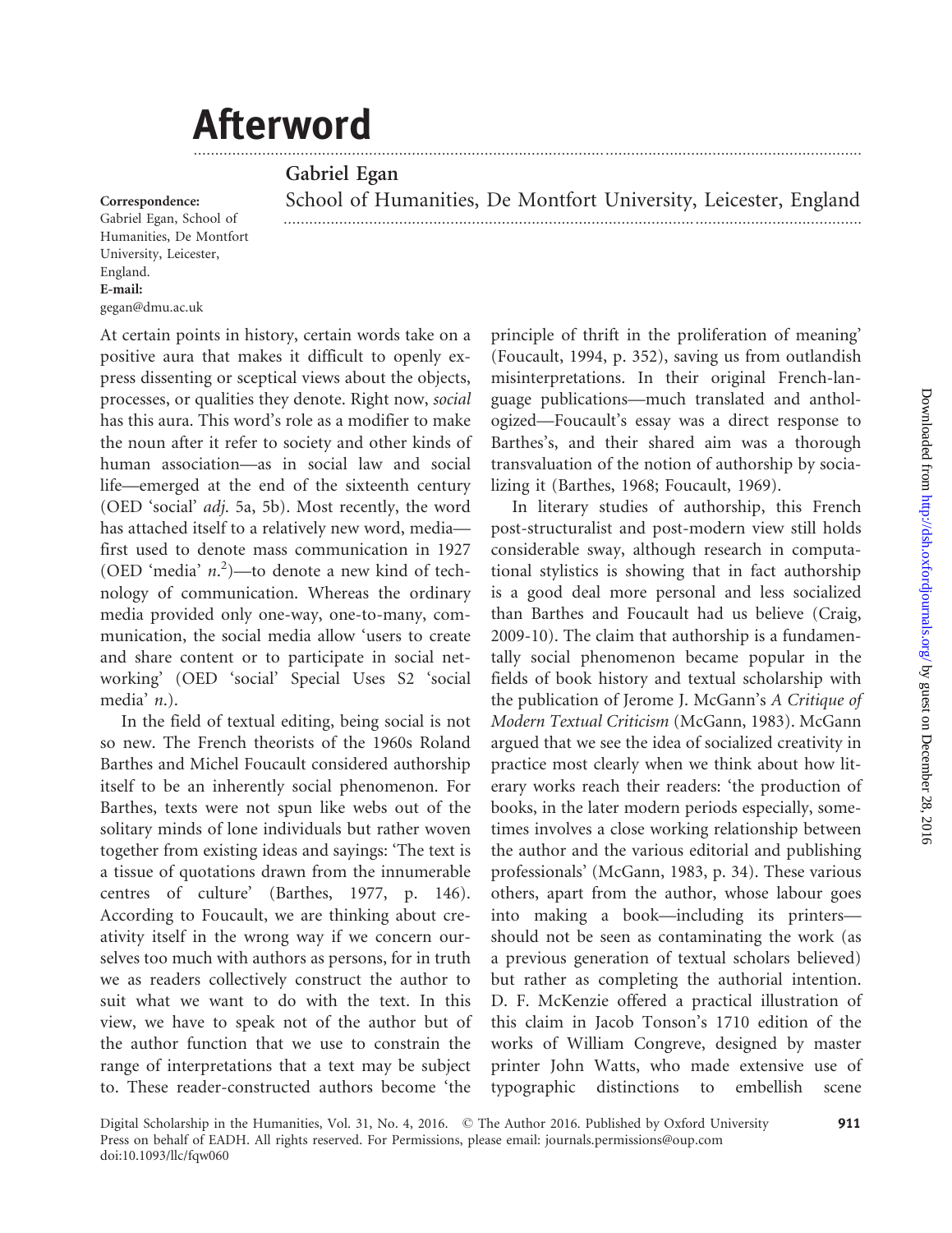# Afterword

**Gabriel Egan**

School of Humanities, De Montfort University, Leicester, England

**Correspondence:**
Gabriel Egan, School of Humanities, De Montfort University, Leicester, England.
**E-mail:**
gegan@dmu.ac.uk

At certain points in history, certain words take on a positive aura that makes it difficult to openly express dissenting or sceptical views about the objects, processes, or qualities they denote. Right now, *social* has this aura. This word's role as a modifier to make the noun after it refer to society and other kinds of human association—as in social law and social life—emerged at the end of the sixteenth century (OED 'social' *adj.* 5a, 5b). Most recently, the word has attached itself to a relatively new word, media—first used to denote mass communication in 1927 (OED 'media' *n.*[2])—to denote a new kind of technology of communication. Whereas the ordinary media provided only one-way, one-to-many, communication, the social media allow 'users to create and share content or to participate in social networking' (OED 'social' Special Uses S2 'social media' *n.*).

In the field of textual editing, being social is not so new. The French theorists of the 1960s Roland Barthes and Michel Foucault considered authorship itself to be an inherently social phenomenon. For Barthes, texts were not spun like webs out of the solitary minds of lone individuals but rather woven together from existing ideas and sayings: 'The text is a tissue of quotations drawn from the innumerable centres of culture' (Barthes, 1977, p. 146). According to Foucault, we are thinking about creativity itself in the wrong way if we concern ourselves too much with authors as persons, for in truth we as readers collectively construct the author to suit what we want to do with the text. In this view, we have to speak not of the author but of the author function that we use to constrain the range of interpretations that a text may be subject to. These reader-constructed authors become 'the principle of thrift in the proliferation of meaning' (Foucault, 1994, p. 352), saving us from outlandish misinterpretations. In their original French-language publications—much translated and anthologized—Foucault's essay was a direct response to Barthes's, and their shared aim was a thorough transvaluation of the notion of authorship by socializing it (Barthes, 1968; Foucault, 1969).

In literary studies of authorship, this French post-structuralist and post-modern view still holds considerable sway, although research in computational stylistics is showing that in fact authorship is a good deal more personal and less socialized than Barthes and Foucault had us believe (Craig, 2009-10). The claim that authorship is a fundamentally social phenomenon became popular in the fields of book history and textual scholarship with the publication of Jerome J. McGann's *A Critique of Modern Textual Criticism* (McGann, 1983). McGann argued that we see the idea of socialized creativity in practice most clearly when we think about how literary works reach their readers: 'the production of books, in the later modern periods especially, sometimes involves a close working relationship between the author and the various editorial and publishing professionals' (McGann, 1983, p. 34). These various others, apart from the author, whose labour goes into making a book—including its printers—should not be seen as contaminating the work (as a previous generation of textual scholars believed) but rather as completing the authorial intention. D. F. McKenzie offered a practical illustration of this claim in Jacob Tonson's 1710 edition of the works of William Congreve, designed by master printer John Watts, who made extensive use of typographic distinctions to embellish scene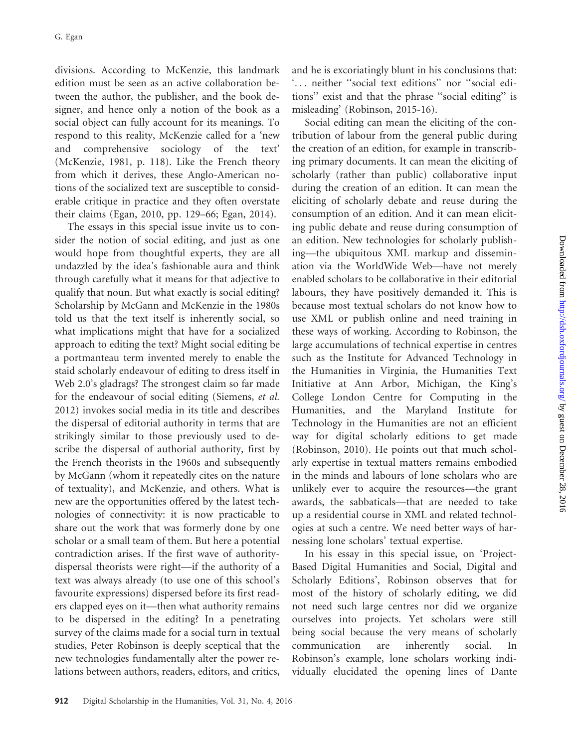divisions. According to McKenzie, this landmark edition must be seen as an active collaboration between the author, the publisher, and the book designer, and hence only a notion of the book as a social object can fully account for its meanings. To respond to this reality, McKenzie called for a 'new and comprehensive sociology of the text' (McKenzie, 1981, p. 118). Like the French theory from which it derives, these Anglo-American notions of the socialized text are susceptible to considerable critique in practice and they often overstate their claims (Egan, 2010, pp. 129–66; Egan, 2014).

The essays in this special issue invite us to consider the notion of social editing, and just as one would hope from thoughtful experts, they are all undazzled by the idea's fashionable aura and think through carefully what it means for that adjective to qualify that noun. But what exactly is social editing? Scholarship by McGann and McKenzie in the 1980s told us that the text itself is inherently social, so what implications might that have for a socialized approach to editing the text? Might social editing be a portmanteau term invented merely to enable the staid scholarly endeavour of editing to dress itself in Web 2.0's gladrags? The strongest claim so far made for the endeavour of social editing (Siemens, *et al.* 2012) invokes social media in its title and describes the dispersal of editorial authority in terms that are strikingly similar to those previously used to describe the dispersal of authorial authority, first by the French theorists in the 1960s and subsequently by McGann (whom it repeatedly cites on the nature of textuality), and McKenzie, and others. What is new are the opportunities offered by the latest technologies of connectivity: it is now practicable to share out the work that was formerly done by one scholar or a small team of them. But here a potential contradiction arises. If the first wave of authority-dispersal theorists were right—if the authority of a text was always already (to use one of this school's favourite expressions) dispersed before its first readers clapped eyes on it—then what authority remains to be dispersed in the editing? In a penetrating survey of the claims made for a social turn in textual studies, Peter Robinson is deeply sceptical that the new technologies fundamentally alter the power relations between authors, readers, editors, and critics, and he is excoriatingly blunt in his conclusions that: '... neither ''social text editions'' nor ''social editions'' exist and that the phrase ''social editing'' is misleading' (Robinson, 2015-16).

Social editing can mean the eliciting of the contribution of labour from the general public during the creation of an edition, for example in transcribing primary documents. It can mean the eliciting of scholarly (rather than public) collaborative input during the creation of an edition. It can mean the eliciting of scholarly debate and reuse during the consumption of an edition. And it can mean eliciting public debate and reuse during consumption of an edition. New technologies for scholarly publishing—the ubiquitous XML markup and dissemination via the WorldWide Web—have not merely enabled scholars to be collaborative in their editorial labours, they have positively demanded it. This is because most textual scholars do not know how to use XML or publish online and need training in these ways of working. According to Robinson, the large accumulations of technical expertise in centres such as the Institute for Advanced Technology in the Humanities in Virginia, the Humanities Text Initiative at Ann Arbor, Michigan, the King's College London Centre for Computing in the Humanities, and the Maryland Institute for Technology in the Humanities are not an efficient way for digital scholarly editions to get made (Robinson, 2010). He points out that much scholarly expertise in textual matters remains embodied in the minds and labours of lone scholars who are unlikely ever to acquire the resources—the grant awards, the sabbaticals—that are needed to take up a residential course in XML and related technologies at such a centre. We need better ways of harnessing lone scholars' textual expertise.

In his essay in this special issue, on 'Project-Based Digital Humanities and Social, Digital and Scholarly Editions', Robinson observes that for most of the history of scholarly editing, we did not need such large centres nor did we organize ourselves into projects. Yet scholars were still being social because the very means of scholarly communication are inherently social. In Robinson's example, lone scholars working individually elucidated the opening lines of Dante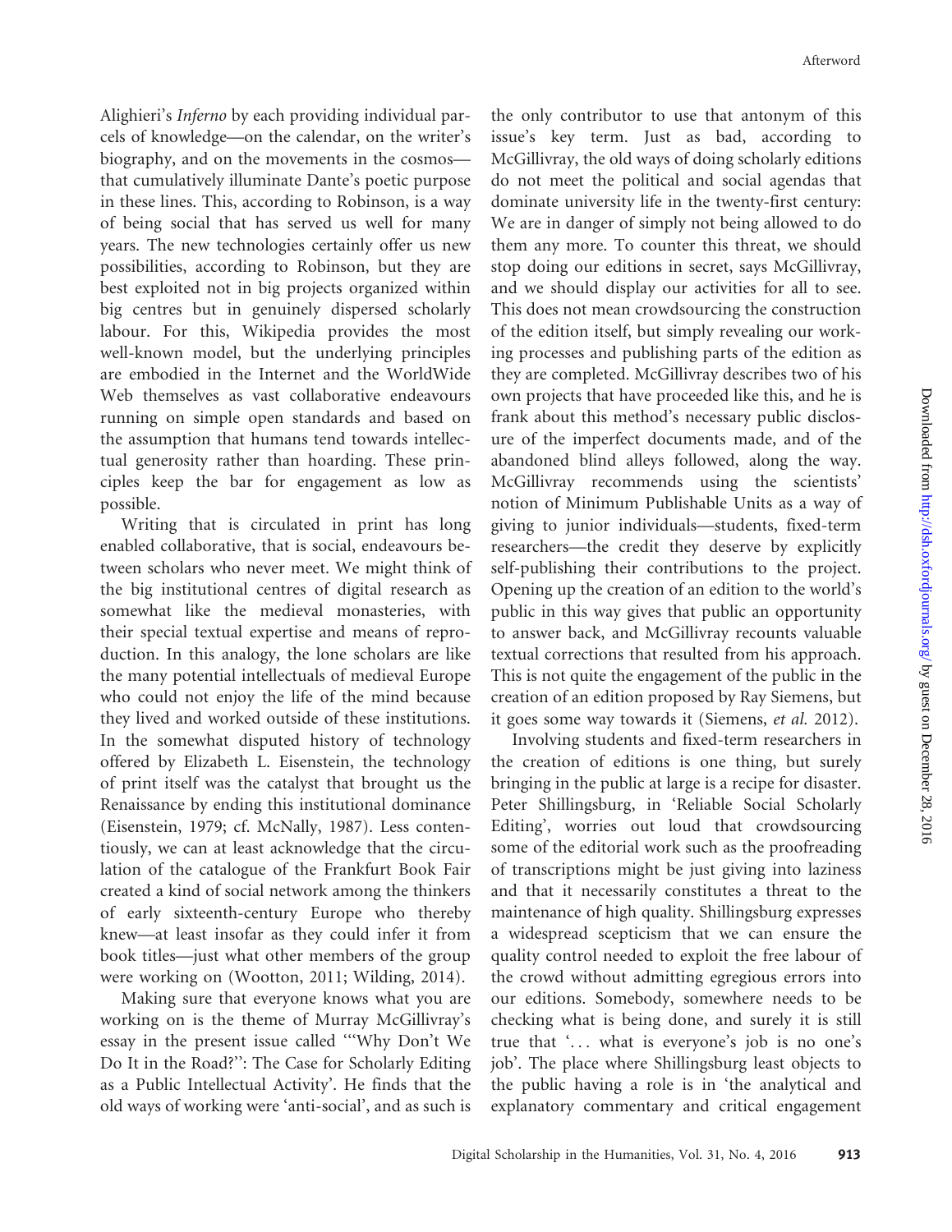Alighieri's *Inferno* by each providing individual parcels of knowledge—on the calendar, on the writer's biography, and on the movements in the cosmos—that cumulatively illuminate Dante's poetic purpose in these lines. This, according to Robinson, is a way of being social that has served us well for many years. The new technologies certainly offer us new possibilities, according to Robinson, but they are best exploited not in big projects organized within big centres but in genuinely dispersed scholarly labour. For this, Wikipedia provides the most well-known model, but the underlying principles are embodied in the Internet and the WorldWide Web themselves as vast collaborative endeavours running on simple open standards and based on the assumption that humans tend towards intellectual generosity rather than hoarding. These principles keep the bar for engagement as low as possible.

Writing that is circulated in print has long enabled collaborative, that is social, endeavours between scholars who never meet. We might think of the big institutional centres of digital research as somewhat like the medieval monasteries, with their special textual expertise and means of reproduction. In this analogy, the lone scholars are like the many potential intellectuals of medieval Europe who could not enjoy the life of the mind because they lived and worked outside of these institutions. In the somewhat disputed history of technology offered by Elizabeth L. Eisenstein, the technology of print itself was the catalyst that brought us the Renaissance by ending this institutional dominance (Eisenstein, 1979; cf. McNally, 1987). Less contentiously, we can at least acknowledge that the circulation of the catalogue of the Frankfurt Book Fair created a kind of social network among the thinkers of early sixteenth-century Europe who thereby knew—at least insofar as they could infer it from book titles—just what other members of the group were working on (Wootton, 2011; Wilding, 2014).

Making sure that everyone knows what you are working on is the theme of Murray McGillivray's essay in the present issue called '"Why Don't We Do It in the Road?": The Case for Scholarly Editing as a Public Intellectual Activity'. He finds that the old ways of working were 'anti-social', and as such is the only contributor to use that antonym of this issue's key term. Just as bad, according to McGillivray, the old ways of doing scholarly editions do not meet the political and social agendas that dominate university life in the twenty-first century: We are in danger of simply not being allowed to do them any more. To counter this threat, we should stop doing our editions in secret, says McGillivray, and we should display our activities for all to see. This does not mean crowdsourcing the construction of the edition itself, but simply revealing our working processes and publishing parts of the edition as they are completed. McGillivray describes two of his own projects that have proceeded like this, and he is frank about this method's necessary public disclosure of the imperfect documents made, and of the abandoned blind alleys followed, along the way. McGillivray recommends using the scientists' notion of Minimum Publishable Units as a way of giving to junior individuals—students, fixed-term researchers—the credit they deserve by explicitly self-publishing their contributions to the project. Opening up the creation of an edition to the world's public in this way gives that public an opportunity to answer back, and McGillivray recounts valuable textual corrections that resulted from his approach. This is not quite the engagement of the public in the creation of an edition proposed by Ray Siemens, but it goes some way towards it (Siemens, *et al.* 2012).

Involving students and fixed-term researchers in the creation of editions is one thing, but surely bringing in the public at large is a recipe for disaster. Peter Shillingsburg, in 'Reliable Social Scholarly Editing', worries out loud that crowdsourcing some of the editorial work such as the proofreading of transcriptions might be just giving into laziness and that it necessarily constitutes a threat to the maintenance of high quality. Shillingsburg expresses a widespread scepticism that we can ensure the quality control needed to exploit the free labour of the crowd without admitting egregious errors into our editions. Somebody, somewhere needs to be checking what is being done, and surely it is still true that '... what is everyone's job is no one's job'. The place where Shillingsburg least objects to the public having a role is in 'the analytical and explanatory commentary and critical engagement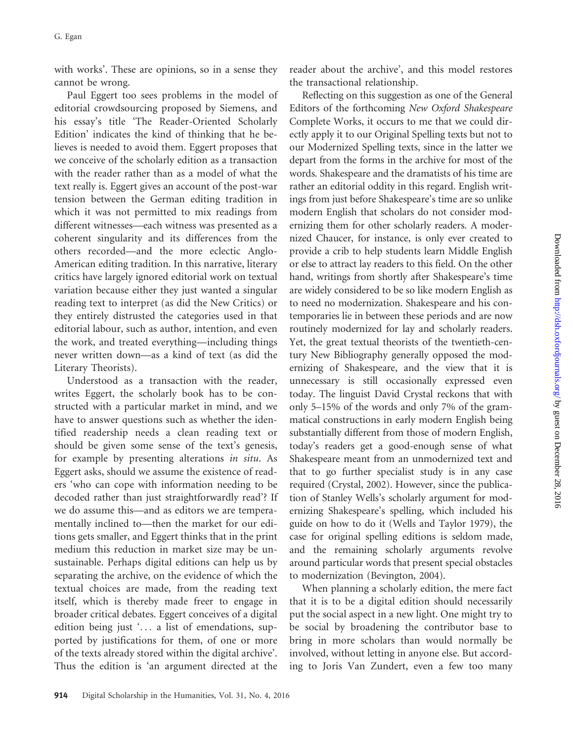with works'. These are opinions, so in a sense they cannot be wrong.

Paul Eggert too sees problems in the model of editorial crowdsourcing proposed by Siemens, and his essay's title 'The Reader-Oriented Scholarly Edition' indicates the kind of thinking that he believes is needed to avoid them. Eggert proposes that we conceive of the scholarly edition as a transaction with the reader rather than as a model of what the text really is. Eggert gives an account of the post-war tension between the German editing tradition in which it was not permitted to mix readings from different witnesses—each witness was presented as a coherent singularity and its differences from the others recorded—and the more eclectic Anglo-American editing tradition. In this narrative, literary critics have largely ignored editorial work on textual variation because either they just wanted a singular reading text to interpret (as did the New Critics) or they entirely distrusted the categories used in that editorial labour, such as author, intention, and even the work, and treated everything—including things never written down—as a kind of text (as did the Literary Theorists).

Understood as a transaction with the reader, writes Eggert, the scholarly book has to be constructed with a particular market in mind, and we have to answer questions such as whether the identified readership needs a clean reading text or should be given some sense of the text's genesis, for example by presenting alterations *in situ*. As Eggert asks, should we assume the existence of readers 'who can cope with information needing to be decoded rather than just straightforwardly read'? If we do assume this—and as editors we are temperamentally inclined to—then the market for our editions gets smaller, and Eggert thinks that in the print medium this reduction in market size may be unsustainable. Perhaps digital editions can help us by separating the archive, on the evidence of which the textual choices are made, from the reading text itself, which is thereby made freer to engage in broader critical debates. Eggert conceives of a digital edition being just '... a list of emendations, supported by justifications for them, of one or more of the texts already stored within the digital archive'. Thus the edition is 'an argument directed at the reader about the archive', and this model restores the transactional relationship.

Reflecting on this suggestion as one of the General Editors of the forthcoming *New Oxford Shakespeare* Complete Works, it occurs to me that we could directly apply it to our Original Spelling texts but not to our Modernized Spelling texts, since in the latter we depart from the forms in the archive for most of the words. Shakespeare and the dramatists of his time are rather an editorial oddity in this regard. English writings from just before Shakespeare's time are so unlike modern English that scholars do not consider modernizing them for other scholarly readers. A modernized Chaucer, for instance, is only ever created to provide a crib to help students learn Middle English or else to attract lay readers to this field. On the other hand, writings from shortly after Shakespeare's time are widely considered to be so like modern English as to need no modernization. Shakespeare and his contemporaries lie in between these periods and are now routinely modernized for lay and scholarly readers. Yet, the great textual theorists of the twentieth-century New Bibliography generally opposed the modernizing of Shakespeare, and the view that it is unnecessary is still occasionally expressed even today. The linguist David Crystal reckons that with only 5–15% of the words and only 7% of the grammatical constructions in early modern English being substantially different from those of modern English, today's readers get a good-enough sense of what Shakespeare meant from an unmodernized text and that to go further specialist study is in any case required (Crystal, 2002). However, since the publication of Stanley Wells's scholarly argument for modernizing Shakespeare's spelling, which included his guide on how to do it (Wells and Taylor 1979), the case for original spelling editions is seldom made, and the remaining scholarly arguments revolve around particular words that present special obstacles to modernization (Bevington, 2004).

When planning a scholarly edition, the mere fact that it is to be a digital edition should necessarily put the social aspect in a new light. One might try to be social by broadening the contributor base to bring in more scholars than would normally be involved, without letting in anyone else. But according to Joris Van Zundert, even a few too many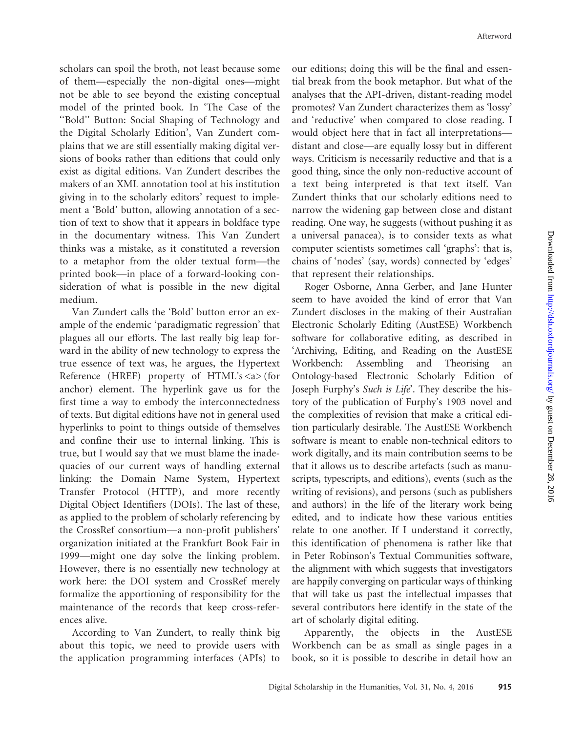scholars can spoil the broth, not least because some of them—especially the non-digital ones—might not be able to see beyond the existing conceptual model of the printed book. In 'The Case of the "Bold" Button: Social Shaping of Technology and the Digital Scholarly Edition', Van Zundert complains that we are still essentially making digital versions of books rather than editions that could only exist as digital editions. Van Zundert describes the makers of an XML annotation tool at his institution giving in to the scholarly editors' request to implement a 'Bold' button, allowing annotation of a section of text to show that it appears in boldface type in the documentary witness. This Van Zundert thinks was a mistake, as it constituted a reversion to a metaphor from the older textual form—the printed book—in place of a forward-looking consideration of what is possible in the new digital medium.

Van Zundert calls the 'Bold' button error an example of the endemic 'paradigmatic regression' that plagues all our efforts. The last really big leap forward in the ability of new technology to express the true essence of text was, he argues, the Hypertext Reference (HREF) property of HTML's <a> (for anchor) element. The hyperlink gave us for the first time a way to embody the interconnectedness of texts. But digital editions have not in general used hyperlinks to point to things outside of themselves and confine their use to internal linking. This is true, but I would say that we must blame the inadequacies of our current ways of handling external linking: the Domain Name System, Hypertext Transfer Protocol (HTTP), and more recently Digital Object Identifiers (DOIs). The last of these, as applied to the problem of scholarly referencing by the CrossRef consortium—a non-profit publishers' organization initiated at the Frankfurt Book Fair in 1999—might one day solve the linking problem. However, there is no essentially new technology at work here: the DOI system and CrossRef merely formalize the apportioning of responsibility for the maintenance of the records that keep cross-references alive.

According to Van Zundert, to really think big about this topic, we need to provide users with the application programming interfaces (APIs) to our editions; doing this will be the final and essential break from the book metaphor. But what of the analyses that the API-driven, distant-reading model promotes? Van Zundert characterizes them as 'lossy' and 'reductive' when compared to close reading. I would object here that in fact all interpretations—distant and close—are equally lossy but in different ways. Criticism is necessarily reductive and that is a good thing, since the only non-reductive account of a text being interpreted is that text itself. Van Zundert thinks that our scholarly editions need to narrow the widening gap between close and distant reading. One way, he suggests (without pushing it as a universal panacea), is to consider texts as what computer scientists sometimes call 'graphs': that is, chains of 'nodes' (say, words) connected by 'edges' that represent their relationships.

Roger Osborne, Anna Gerber, and Jane Hunter seem to have avoided the kind of error that Van Zundert discloses in the making of their Australian Electronic Scholarly Editing (AustESE) Workbench software for collaborative editing, as described in 'Archiving, Editing, and Reading on the AustESE Workbench: Assembling and Theorising an Ontology-based Electronic Scholarly Edition of Joseph Furphy's *Such is Life*'. They describe the history of the publication of Furphy's 1903 novel and the complexities of revision that make a critical edition particularly desirable. The AustESE Workbench software is meant to enable non-technical editors to work digitally, and its main contribution seems to be that it allows us to describe artefacts (such as manuscripts, typescripts, and editions), events (such as the writing of revisions), and persons (such as publishers and authors) in the life of the literary work being edited, and to indicate how these various entities relate to one another. If I understand it correctly, this identification of phenomena is rather like that in Peter Robinson's Textual Communities software, the alignment with which suggests that investigators are happily converging on particular ways of thinking that will take us past the intellectual impasses that several contributors here identify in the state of the art of scholarly digital editing.

Apparently, the objects in the AustESE Workbench can be as small as single pages in a book, so it is possible to describe in detail how an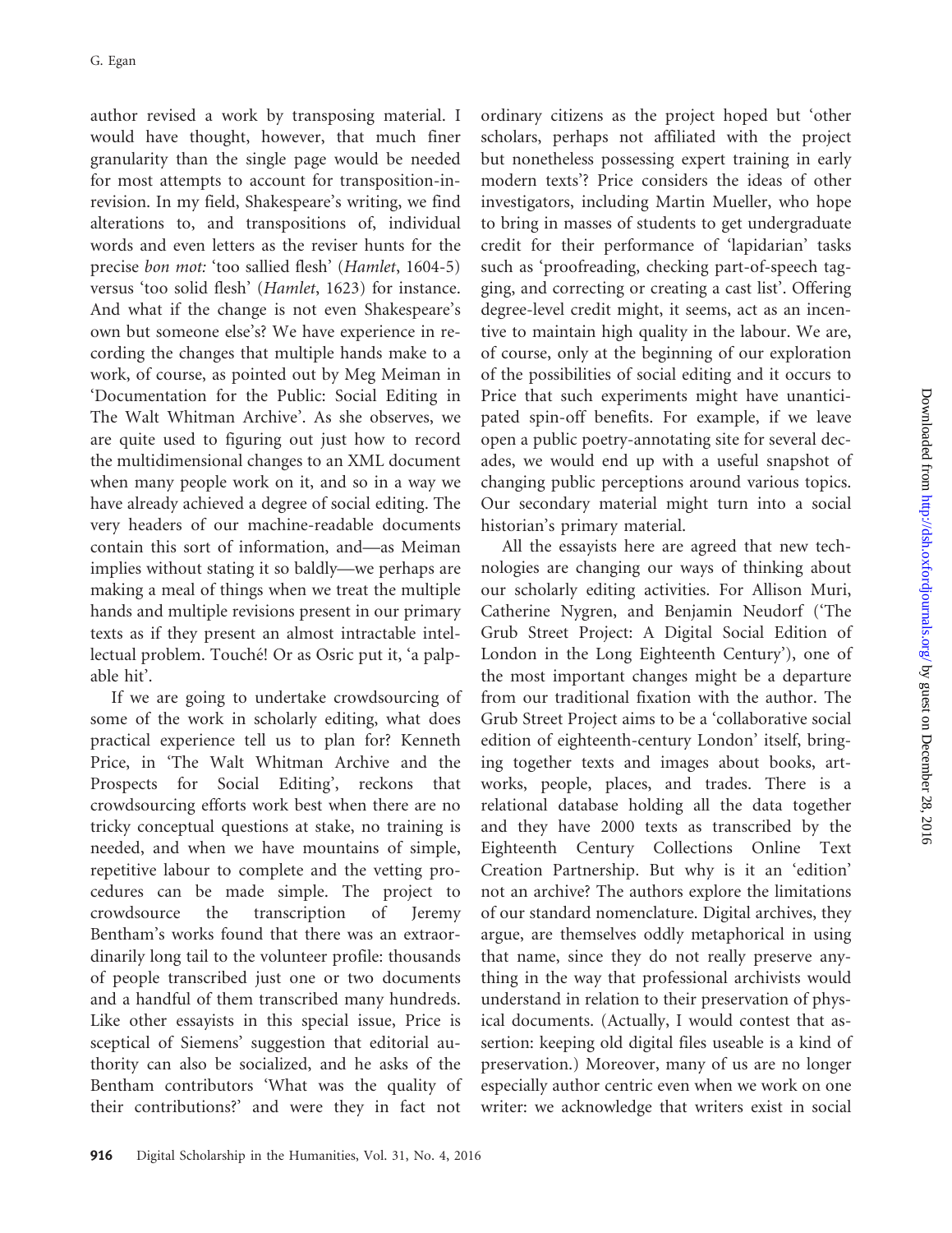author revised a work by transposing material. I would have thought, however, that much finer granularity than the single page would be needed for most attempts to account for transposition-in-revision. In my field, Shakespeare's writing, we find alterations to, and transpositions of, individual words and even letters as the reviser hunts for the precise *bon mot:* 'too sallied flesh' (*Hamlet*, 1604-5) versus 'too solid flesh' (*Hamlet*, 1623) for instance. And what if the change is not even Shakespeare's own but someone else's? We have experience in recording the changes that multiple hands make to a work, of course, as pointed out by Meg Meiman in 'Documentation for the Public: Social Editing in The Walt Whitman Archive'. As she observes, we are quite used to figuring out just how to record the multidimensional changes to an XML document when many people work on it, and so in a way we have already achieved a degree of social editing. The very headers of our machine-readable documents contain this sort of information, and—as Meiman implies without stating it so baldly—we perhaps are making a meal of things when we treat the multiple hands and multiple revisions present in our primary texts as if they present an almost intractable intellectual problem. Touché! Or as Osric put it, 'a palpable hit'.

If we are going to undertake crowdsourcing of some of the work in scholarly editing, what does practical experience tell us to plan for? Kenneth Price, in 'The Walt Whitman Archive and the Prospects for Social Editing', reckons that crowdsourcing efforts work best when there are no tricky conceptual questions at stake, no training is needed, and when we have mountains of simple, repetitive labour to complete and the vetting procedures can be made simple. The project to crowdsource the transcription of Jeremy Bentham's works found that there was an extraordinarily long tail to the volunteer profile: thousands of people transcribed just one or two documents and a handful of them transcribed many hundreds. Like other essayists in this special issue, Price is sceptical of Siemens' suggestion that editorial authority can also be socialized, and he asks of the Bentham contributors 'What was the quality of their contributions?' and were they in fact not ordinary citizens as the project hoped but 'other scholars, perhaps not affiliated with the project but nonetheless possessing expert training in early modern texts'? Price considers the ideas of other investigators, including Martin Mueller, who hope to bring in masses of students to get undergraduate credit for their performance of 'lapidarian' tasks such as 'proofreading, checking part-of-speech tagging, and correcting or creating a cast list'. Offering degree-level credit might, it seems, act as an incentive to maintain high quality in the labour. We are, of course, only at the beginning of our exploration of the possibilities of social editing and it occurs to Price that such experiments might have unanticipated spin-off benefits. For example, if we leave open a public poetry-annotating site for several decades, we would end up with a useful snapshot of changing public perceptions around various topics. Our secondary material might turn into a social historian's primary material.

All the essayists here are agreed that new technologies are changing our ways of thinking about our scholarly editing activities. For Allison Muri, Catherine Nygren, and Benjamin Neudorf ('The Grub Street Project: A Digital Social Edition of London in the Long Eighteenth Century'), one of the most important changes might be a departure from our traditional fixation with the author. The Grub Street Project aims to be a 'collaborative social edition of eighteenth-century London' itself, bringing together texts and images about books, artworks, people, places, and trades. There is a relational database holding all the data together and they have 2000 texts as transcribed by the Eighteenth Century Collections Online Text Creation Partnership. But why is it an 'edition' not an archive? The authors explore the limitations of our standard nomenclature. Digital archives, they argue, are themselves oddly metaphorical in using that name, since they do not really preserve anything in the way that professional archivists would understand in relation to their preservation of physical documents. (Actually, I would contest that assertion: keeping old digital files useable is a kind of preservation.) Moreover, many of us are no longer especially author centric even when we work on one writer: we acknowledge that writers exist in social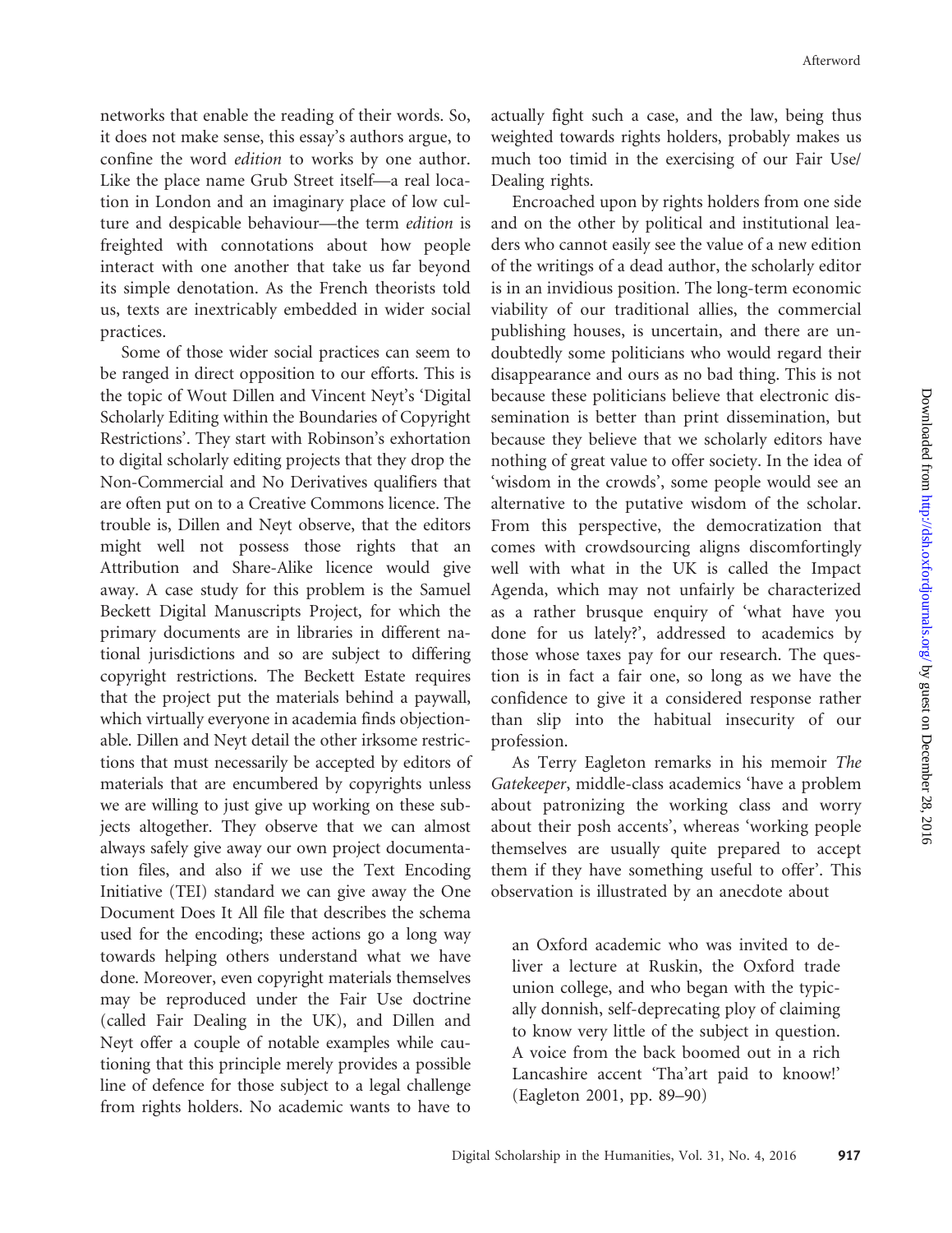networks that enable the reading of their words. So, it does not make sense, this essay's authors argue, to confine the word *edition* to works by one author. Like the place name Grub Street itself—a real location in London and an imaginary place of low culture and despicable behaviour—the term *edition* is freighted with connotations about how people interact with one another that take us far beyond its simple denotation. As the French theorists told us, texts are inextricably embedded in wider social practices.

Some of those wider social practices can seem to be ranged in direct opposition to our efforts. This is the topic of Wout Dillen and Vincent Neyt's 'Digital Scholarly Editing within the Boundaries of Copyright Restrictions'. They start with Robinson's exhortation to digital scholarly editing projects that they drop the Non-Commercial and No Derivatives qualifiers that are often put on to a Creative Commons licence. The trouble is, Dillen and Neyt observe, that the editors might well not possess those rights that an Attribution and Share-Alike licence would give away. A case study for this problem is the Samuel Beckett Digital Manuscripts Project, for which the primary documents are in libraries in different national jurisdictions and so are subject to differing copyright restrictions. The Beckett Estate requires that the project put the materials behind a paywall, which virtually everyone in academia finds objectionable. Dillen and Neyt detail the other irksome restrictions that must necessarily be accepted by editors of materials that are encumbered by copyrights unless we are willing to just give up working on these subjects altogether. They observe that we can almost always safely give away our own project documentation files, and also if we use the Text Encoding Initiative (TEI) standard we can give away the One Document Does It All file that describes the schema used for the encoding; these actions go a long way towards helping others understand what we have done. Moreover, even copyright materials themselves may be reproduced under the Fair Use doctrine (called Fair Dealing in the UK), and Dillen and Neyt offer a couple of notable examples while cautioning that this principle merely provides a possible line of defence for those subject to a legal challenge from rights holders. No academic wants to have to actually fight such a case, and the law, being thus weighted towards rights holders, probably makes us much too timid in the exercising of our Fair Use/Dealing rights.

Encroached upon by rights holders from one side and on the other by political and institutional leaders who cannot easily see the value of a new edition of the writings of a dead author, the scholarly editor is in an invidious position. The long-term economic viability of our traditional allies, the commercial publishing houses, is uncertain, and there are undoubtedly some politicians who would regard their disappearance and ours as no bad thing. This is not because these politicians believe that electronic dissemination is better than print dissemination, but because they believe that we scholarly editors have nothing of great value to offer society. In the idea of 'wisdom in the crowds', some people would see an alternative to the putative wisdom of the scholar. From this perspective, the democratization that comes with crowdsourcing aligns discomfortingly well with what in the UK is called the Impact Agenda, which may not unfairly be characterized as a rather brusque enquiry of 'what have you done for us lately?', addressed to academics by those whose taxes pay for our research. The question is in fact a fair one, so long as we have the confidence to give it a considered response rather than slip into the habitual insecurity of our profession.

As Terry Eagleton remarks in his memoir *The Gatekeeper*, middle-class academics 'have a problem about patronizing the working class and worry about their posh accents', whereas 'working people themselves are usually quite prepared to accept them if they have something useful to offer'. This observation is illustrated by an anecdote about

> an Oxford academic who was invited to deliver a lecture at Ruskin, the Oxford trade union college, and who began with the typically donnish, self-deprecating ploy of claiming to know very little of the subject in question. A voice from the back boomed out in a rich Lancashire accent 'Tha'art paid to knoow!' (Eagleton 2001, pp. 89–90)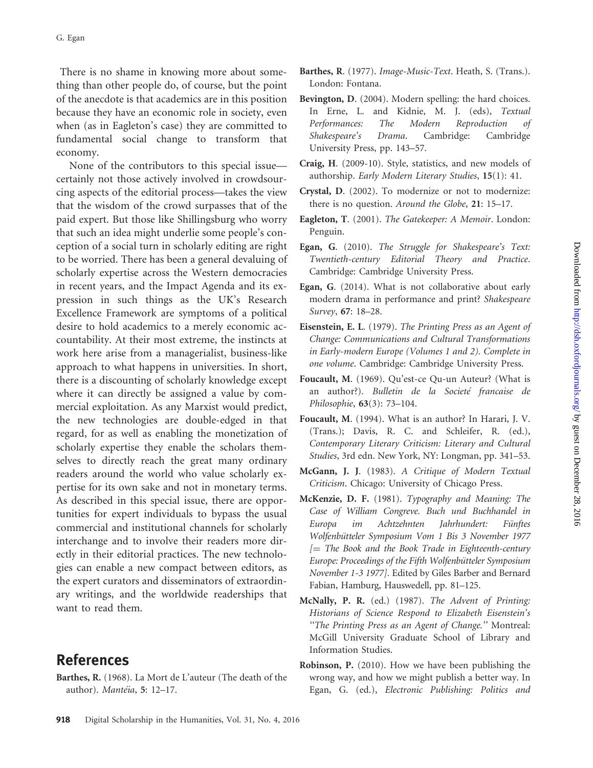There is no shame in knowing more about something than other people do, of course, but the point of the anecdote is that academics are in this position because they have an economic role in society, even when (as in Eagleton's case) they are committed to fundamental social change to transform that economy.

None of the contributors to this special issue—certainly not those actively involved in crowdsourcing aspects of the editorial process—takes the view that the wisdom of the crowd surpasses that of the paid expert. But those like Shillingsburg who worry that such an idea might underlie some people's conception of a social turn in scholarly editing are right to be worried. There has been a general devaluing of scholarly expertise across the Western democracies in recent years, and the Impact Agenda and its expression in such things as the UK's Research Excellence Framework are symptoms of a political desire to hold academics to a merely economic accountability. At their most extreme, the instincts at work here arise from a managerialist, business-like approach to what happens in universities. In short, there is a discounting of scholarly knowledge except where it can directly be assigned a value by commercial exploitation. As any Marxist would predict, the new technologies are double-edged in that regard, for as well as enabling the monetization of scholarly expertise they enable the scholars themselves to directly reach the great many ordinary readers around the world who value scholarly expertise for its own sake and not in monetary terms. As described in this special issue, there are opportunities for expert individuals to bypass the usual commercial and institutional channels for scholarly interchange and to involve their readers more directly in their editorial practices. The new technologies can enable a new compact between editors, as the expert curators and disseminators of extraordinary writings, and the worldwide readerships that want to read them.

## References

**Barthes, R.** (1968). La Mort de L'auteur (The death of the author). *Mantéia*, **5**: 12–17.

**Barthes, R**. (1977). *Image-Music-Text*. Heath, S. (Trans.). London: Fontana.

**Bevington, D**. (2004). Modern spelling: the hard choices. In Erne, L. and Kidnie, M. J. (eds), *Textual Performances: The Modern Reproduction of Shakespeare's Drama*. Cambridge: Cambridge University Press, pp. 143–57.

**Craig, H**. (2009-10). Style, statistics, and new models of authorship. *Early Modern Literary Studies*, **15**(1): 41.

**Crystal, D**. (2002). To modernize or not to modernize: there is no question. *Around the Globe*, **21**: 15–17.

**Eagleton, T**. (2001). *The Gatekeeper: A Memoir*. London: Penguin.

**Egan, G**. (2010). *The Struggle for Shakespeare's Text: Twentieth-century Editorial Theory and Practice*. Cambridge: Cambridge University Press.

**Egan, G**. (2014). What is not collaborative about early modern drama in performance and print? *Shakespeare Survey*, **67**: 18–28.

**Eisenstein, E. L**. (1979). *The Printing Press as an Agent of Change: Communications and Cultural Transformations in Early-modern Europe (Volumes 1 and 2). Complete in one volume*. Cambridge: Cambridge University Press.

**Foucault, M**. (1969). Qu'est-ce Qu-un Auteur? (What is an author?). *Bulletin de la Societé francaise de Philosophie*, **63**(3): 73–104.

**Foucault, M**. (1994). What is an author? In Harari, J. V. (Trans.); Davis, R. C. and Schleifer, R. (ed.), *Contemporary Literary Criticism: Literary and Cultural Studies*, 3rd edn. New York, NY: Longman, pp. 341–53.

**McGann, J. J**. (1983). *A Critique of Modern Textual Criticism*. Chicago: University of Chicago Press.

**McKenzie, D. F.** (1981). *Typography and Meaning: The Case of William Congreve. Buch und Buchhandel in Europa im Achtzehnten Jahrhundert: Fünftes Wolfenbütteler Symposium Vom 1 Bis 3 November 1977 [= The Book and the Book Trade in Eighteenth-century Europe: Proceedings of the Fifth Wolfenbütteler Symposium November 1-3 1977]*. Edited by Giles Barber and Bernard Fabian, Hamburg, Hauswedell, pp. 81–125.

**McNally, P. R.** (ed.) (1987). *The Advent of Printing: Historians of Science Respond to Elizabeth Eisenstein's "The Printing Press as an Agent of Change."* Montreal: McGill University Graduate School of Library and Information Studies.

**Robinson, P.** (2010). How we have been publishing the wrong way, and how we might publish a better way. In Egan, G. (ed.), *Electronic Publishing: Politics and*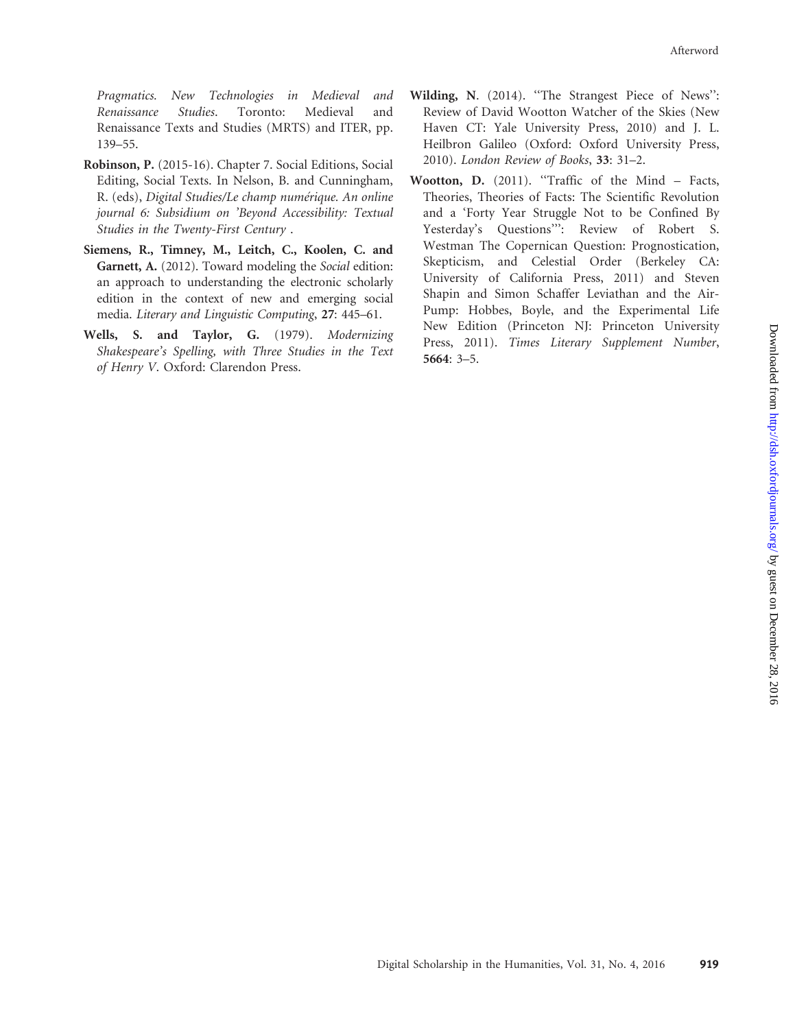*Pragmatics. New Technologies in Medieval and Renaissance Studies*. Toronto: Medieval and Renaissance Texts and Studies (MRTS) and ITER, pp. 139–55.

**Robinson, P.** (2015-16). Chapter 7. Social Editions, Social Editing, Social Texts. In Nelson, B. and Cunningham, R. (eds), *Digital Studies/Le champ numérique. An online journal 6: Subsidium on 'Beyond Accessibility: Textual Studies in the Twenty-First Century* .

**Siemens, R., Timney, M., Leitch, C., Koolen, C. and Garnett, A.** (2012). Toward modeling the *Social* edition: an approach to understanding the electronic scholarly edition in the context of new and emerging social media. *Literary and Linguistic Computing*, **27**: 445–61.

**Wells, S. and Taylor, G.** (1979). *Modernizing Shakespeare's Spelling, with Three Studies in the Text of Henry V*. Oxford: Clarendon Press.

**Wilding, N**. (2014). ''The Strangest Piece of News'': Review of David Wootton Watcher of the Skies (New Haven CT: Yale University Press, 2010) and J. L. Heilbron Galileo (Oxford: Oxford University Press, 2010). *London Review of Books*, **33**: 31–2.

**Wootton, D.** (2011). ''Traffic of the Mind – Facts, Theories, Theories of Facts: The Scientific Revolution and a 'Forty Year Struggle Not to be Confined By Yesterday's Questions''': Review of Robert S. Westman The Copernican Question: Prognostication, Skepticism, and Celestial Order (Berkeley CA: University of California Press, 2011) and Steven Shapin and Simon Schaffer Leviathan and the Air-Pump: Hobbes, Boyle, and the Experimental Life New Edition (Princeton NJ: Princeton University Press, 2011). *Times Literary Supplement Number*, **5664**: 3–5.